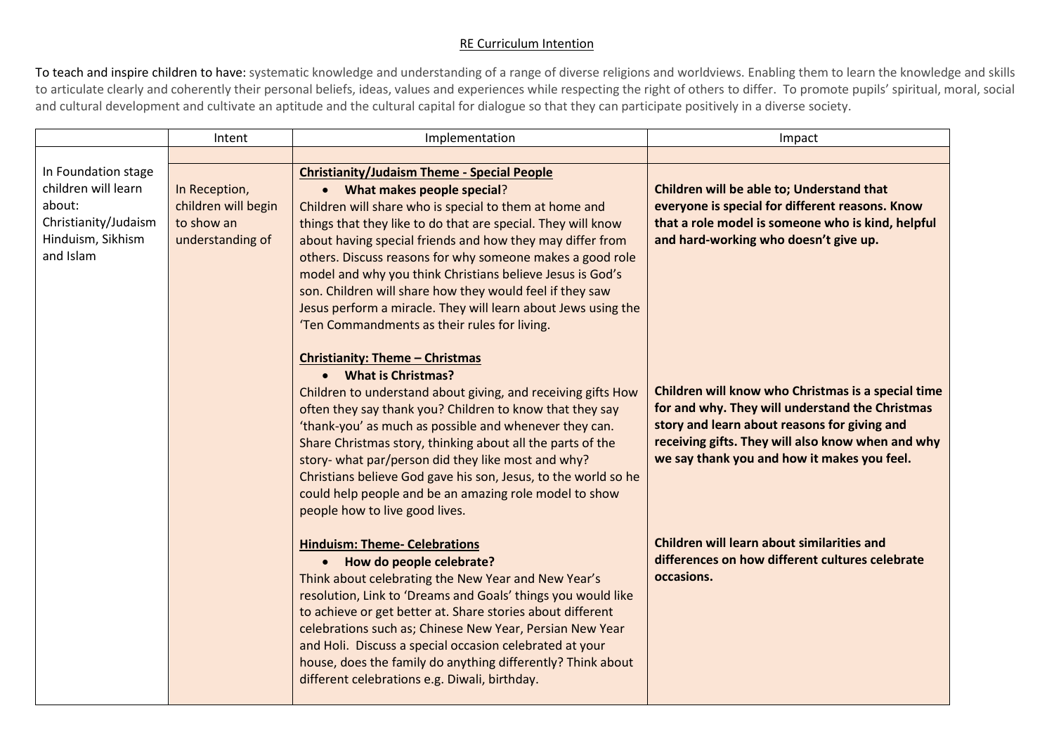RE Curriculum Intention

To teach and inspire children to have: systematic knowledge and understanding of a range of diverse religions and worldviews. Enabling them to learn the knowledge and skills to articulate clearly and coherently their personal beliefs, ideas, values and experiences while respecting the right of others to differ. To promote pupils' spiritual, moral, social and cultural development and cultivate an aptitude and the cultural capital for dialogue so that they can participate positively in a diverse society.

| | Intent | Implementation | Impact |
|---|---|---|---|
| | | | |
| In Foundation stage children will learn about: Christianity/Judaism Hinduism, Sikhism and Islam | In Reception, children will begin to show an understanding of | **Christianity/Judaism Theme - Special People**<br>• **What makes people special**?<br>Children will share who is special to them at home and things that they like to do that are special. They will know about having special friends and how they may differ from others. Discuss reasons for why someone makes a good role model and why you think Christians believe Jesus is God's son. Children will share how they would feel if they saw Jesus perform a miracle. They will learn about Jews using the 'Ten Commandments as their rules for living.<br><br>**Christianity: Theme – Christmas**<br>• **What is Christmas?**<br>Children to understand about giving, and receiving gifts How often they say thank you? Children to know that they say 'thank-you' as much as possible and whenever they can. Share Christmas story, thinking about all the parts of the story- what par/person did they like most and why? Christians believe God gave his son, Jesus, to the world so he could help people and be an amazing role model to show people how to live good lives.<br><br>**Hinduism: Theme- Celebrations**<br>• **How do people celebrate?**<br>Think about celebrating the New Year and New Year's resolution, Link to 'Dreams and Goals' things you would like to achieve or get better at. Share stories about different celebrations such as; Chinese New Year, Persian New Year and Holi. Discuss a special occasion celebrated at your house, does the family do anything differently? Think about different celebrations e.g. Diwali, birthday. | **Children will be able to; Understand that everyone is special for different reasons. Know that a role model is someone who is kind, helpful and hard-working who doesn't give up.**<br><br>**Children will know who Christmas is a special time for and why. They will understand the Christmas story and learn about reasons for giving and receiving gifts. They will also know when and why we say thank you and how it makes you feel.**<br><br>**Children will learn about similarities and differences on how different cultures celebrate occasions.** |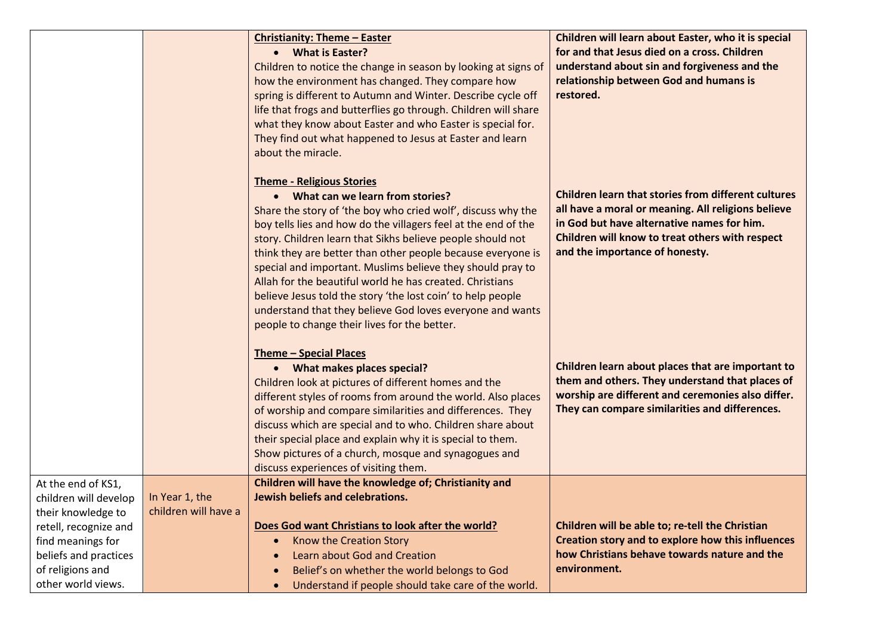| | | | |
|---|---|---|---|
| | | **<u>Christianity: Theme – Easter</u>**<br>• **What is Easter?**<br>Children to notice the change in season by looking at signs of how the environment has changed. They compare how spring is different to Autumn and Winter. Describe cycle off life that frogs and butterflies go through. Children will share what they know about Easter and who Easter is special for. They find out what happened to Jesus at Easter and learn about the miracle. | **Children will learn about Easter, who it is special for and that Jesus died on a cross. Children understand about sin and forgiveness and the relationship between God and humans is restored.** |
| | | **<u>Theme - Religious Stories</u>**<br>• **What can we learn from stories?**<br>Share the story of 'the boy who cried wolf', discuss why the boy tells lies and how do the villagers feel at the end of the story. Children learn that Sikhs believe people should not think they are better than other people because everyone is special and important. Muslims believe they should pray to Allah for the beautiful world he has created. Christians believe Jesus told the story 'the lost coin' to help people understand that they believe God loves everyone and wants people to change their lives for the better. | **Children learn that stories from different cultures all have a moral or meaning. All religions believe in God but have alternative names for him. Children will know to treat others with respect and the importance of honesty.** |
| | | **<u>Theme – Special Places</u>**<br>• **What makes places special?**<br>Children look at pictures of different homes and the different styles of rooms from around the world. Also places of worship and compare similarities and differences. They discuss which are special and to who. Children share about their special place and explain why it is special to them. Show pictures of a church, mosque and synagogues and discuss experiences of visiting them. | **Children learn about places that are important to them and others. They understand that places of worship are different and ceremonies also differ. They can compare similarities and differences.** |
| At the end of KS1, children will develop their knowledge to retell, recognize and find meanings for beliefs and practices of religions and other world views. | In Year 1, the children will have a | **Children will have the knowledge of; Christianity and Jewish beliefs and celebrations.**<br><br>**<u>Does God want Christians to look after the world?</u>**<br>• Know the Creation Story<br>• Learn about God and Creation<br>• Belief's on whether the world belongs to God<br>• Understand if people should take care of the world. | **Children will be able to; re-tell the Christian Creation story and to explore how this influences how Christians behave towards nature and the environment.** |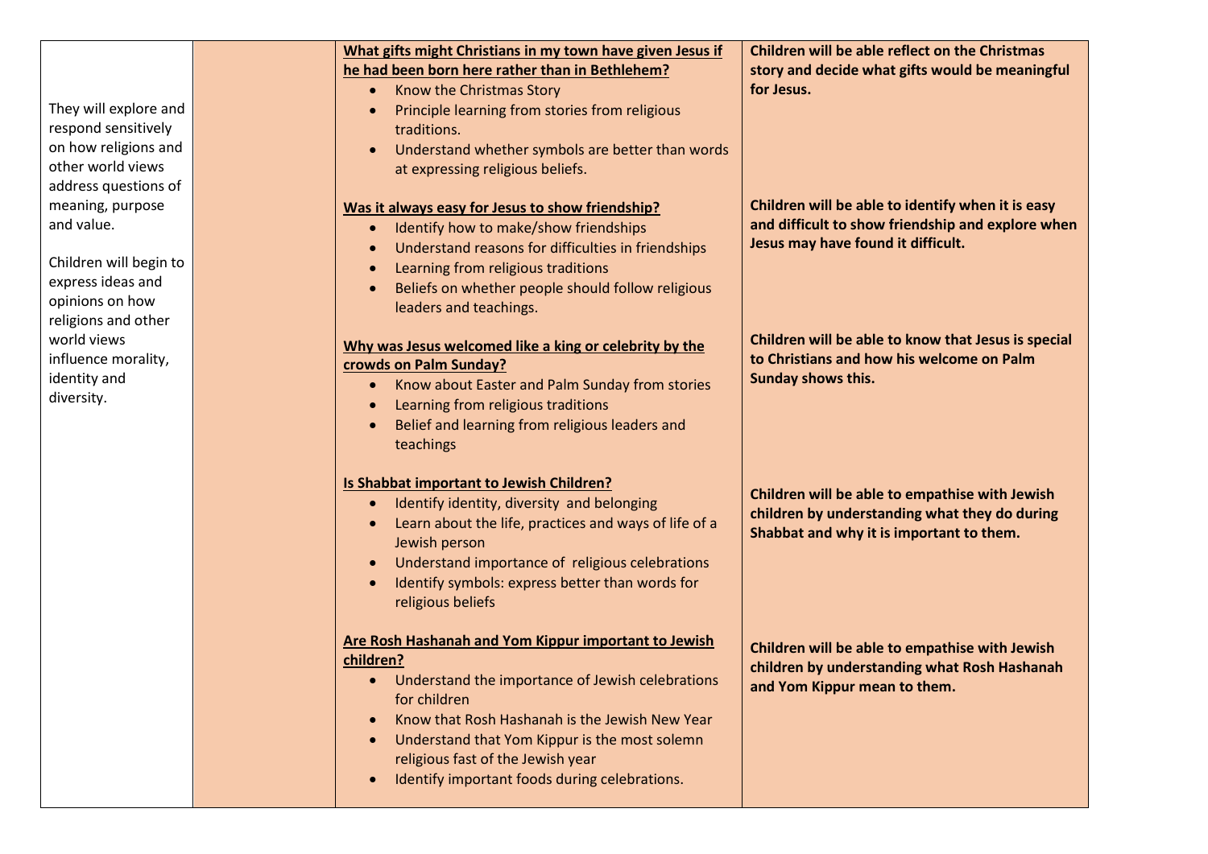| | | | |
|---|---|---|---|
| They will explore and respond sensitively on how religions and other world views address questions of meaning, purpose and value.<br><br>Children will begin to express ideas and opinions on how religions and other world views influence morality, identity and diversity. | | **<u>What gifts might Christians in my town have given Jesus if he had been born here rather than in Bethlehem?</u>**<br>• Know the Christmas Story<br>• Principle learning from stories from religious traditions.<br>• Understand whether symbols are better than words at expressing religious beliefs. | **Children will be able reflect on the Christmas story and decide what gifts would be meaningful for Jesus.** |
| | | **<u>Was it always easy for Jesus to show friendship?</u>**<br>• Identify how to make/show friendships<br>• Understand reasons for difficulties in friendships<br>• Learning from religious traditions<br>• Beliefs on whether people should follow religious leaders and teachings. | **Children will be able to identify when it is easy and difficult to show friendship and explore when Jesus may have found it difficult.** |
| | | **<u>Why was Jesus welcomed like a king or celebrity by the crowds on Palm Sunday?</u>**<br>• Know about Easter and Palm Sunday from stories<br>• Learning from religious traditions<br>• Belief and learning from religious leaders and teachings | **Children will be able to know that Jesus is special to Christians and how his welcome on Palm Sunday shows this.** |
| | | **<u>Is Shabbat important to Jewish Children?</u>**<br>• Identify identity, diversity and belonging<br>• Learn about the life, practices and ways of life of a Jewish person<br>• Understand importance of religious celebrations<br>• Identify symbols: express better than words for religious beliefs | **Children will be able to empathise with Jewish children by understanding what they do during Shabbat and why it is important to them.** |
| | | **<u>Are Rosh Hashanah and Yom Kippur important to Jewish children?</u>**<br>• Understand the importance of Jewish celebrations for children<br>• Know that Rosh Hashanah is the Jewish New Year<br>• Understand that Yom Kippur is the most solemn religious fast of the Jewish year<br>• Identify important foods during celebrations. | **Children will be able to empathise with Jewish children by understanding what Rosh Hashanah and Yom Kippur mean to them.** |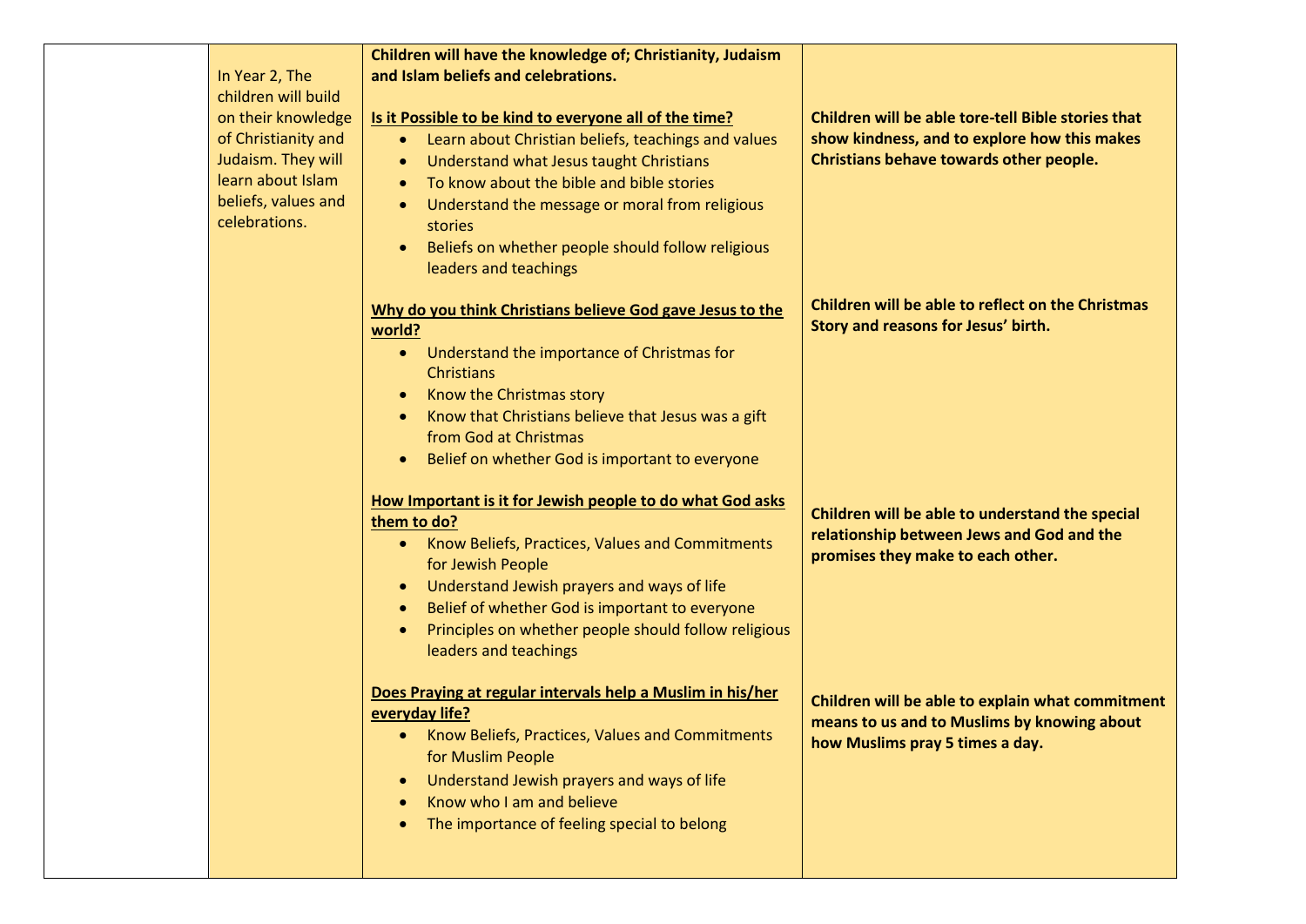| | | | |
|---|---|---|---|
| | In Year 2, The children will build on their knowledge of Christianity and Judaism. They will learn about Islam beliefs, values and celebrations. | **Children will have the knowledge of; Christianity, Judaism and Islam beliefs and celebrations.**<br><br>**<u>Is it Possible to be kind to everyone all of the time?</u>**<br>• Learn about Christian beliefs, teachings and values<br>• Understand what Jesus taught Christians<br>• To know about the bible and bible stories<br>• Understand the message or moral from religious stories<br>• Beliefs on whether people should follow religious leaders and teachings<br><br>**<u>Why do you think Christians believe God gave Jesus to the world?</u>**<br>• Understand the importance of Christmas for Christians<br>• Know the Christmas story<br>• Know that Christians believe that Jesus was a gift from God at Christmas<br>• Belief on whether God is important to everyone<br><br>**<u>How Important is it for Jewish people to do what God asks them to do?</u>**<br>• Know Beliefs, Practices, Values and Commitments for Jewish People<br>• Understand Jewish prayers and ways of life<br>• Belief of whether God is important to everyone<br>• Principles on whether people should follow religious leaders and teachings<br><br>**<u>Does Praying at regular intervals help a Muslim in his/her everyday life?</u>**<br>• Know Beliefs, Practices, Values and Commitments for Muslim People<br>• Understand Jewish prayers and ways of life<br>• Know who I am and believe<br>• The importance of feeling special to belong | **Children will be able tore-tell Bible stories that show kindness, and to explore how this makes Christians behave towards other people.**<br><br>**Children will be able to reflect on the Christmas Story and reasons for Jesus' birth.**<br><br>**Children will be able to understand the special relationship between Jews and God and the promises they make to each other.**<br><br>**Children will be able to explain what commitment means to us and to Muslims by knowing about how Muslims pray 5 times a day.** |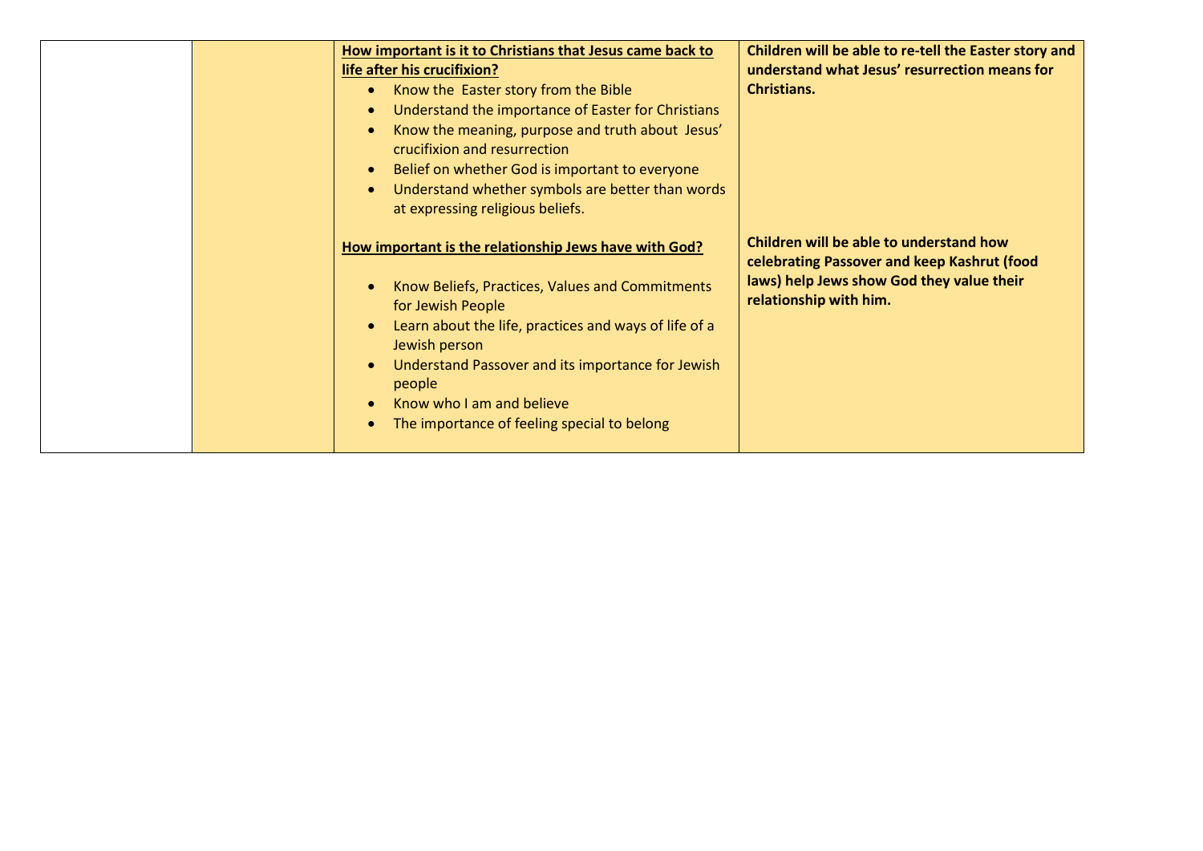| | | | |
|---|---|---|---|
| | | **How important is it to Christians that Jesus came back to life after his crucifixion?**<br>• Know the Easter story from the Bible<br>• Understand the importance of Easter for Christians<br>• Know the meaning, purpose and truth about Jesus' crucifixion and resurrection<br>• Belief on whether God is important to everyone<br>• Understand whether symbols are better than words at expressing religious beliefs.<br><br>**How important is the relationship Jews have with God?**<br>• Know Beliefs, Practices, Values and Commitments for Jewish People<br>• Learn about the life, practices and ways of life of a Jewish person<br>• Understand Passover and its importance for Jewish people<br>• Know who I am and believe<br>• The importance of feeling special to belong | **Children will be able to re-tell the Easter story and understand what Jesus' resurrection means for Christians.**<br><br>**Children will be able to understand how celebrating Passover and keep Kashrut (food laws) help Jews show God they value their relationship with him.** |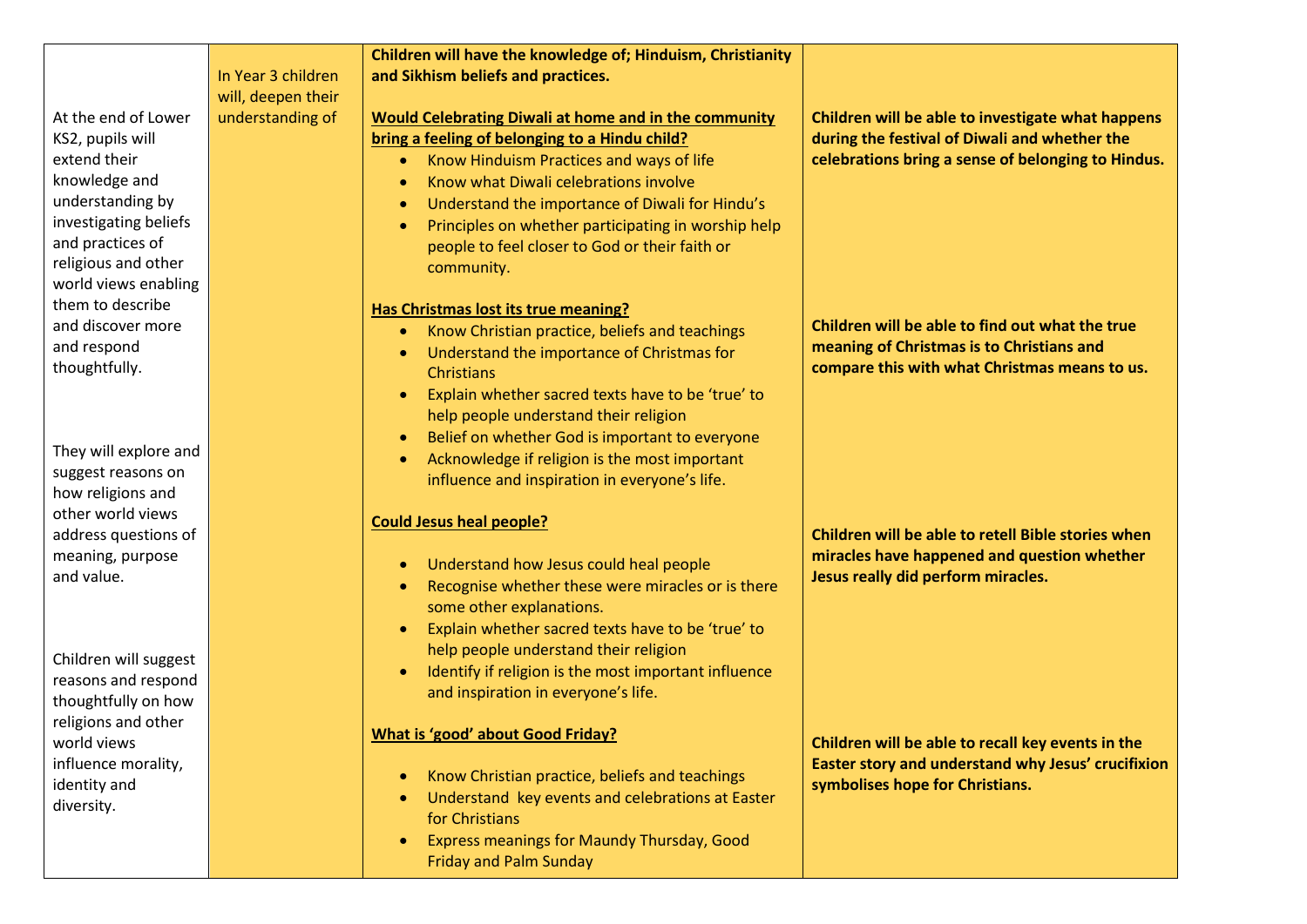| | | | |
|---|---|---|---|
| At the end of Lower KS2, pupils will extend their knowledge and understanding by investigating beliefs and practices of religious and other world views enabling them to describe and discover more and respond thoughtfully.<br><br>They will explore and suggest reasons on how religions and other world views address questions of meaning, purpose and value.<br><br>Children will suggest reasons and respond thoughtfully on how religions and other world views influence morality, identity and diversity. | In Year 3 children will, deepen their understanding of | **Children will have the knowledge of; Hinduism, Christianity and Sikhism beliefs and practices.**<br><br>**<u>Would Celebrating Diwali at home and in the community bring a feeling of belonging to a Hindu child?</u>**<br>• Know Hinduism Practices and ways of life<br>• Know what Diwali celebrations involve<br>• Understand the importance of Diwali for Hindu's<br>• Principles on whether participating in worship help people to feel closer to God or their faith or community.<br><br>**<u>Has Christmas lost its true meaning?</u>**<br>• Know Christian practice, beliefs and teachings<br>• Understand the importance of Christmas for Christians<br>• Explain whether sacred texts have to be 'true' to help people understand their religion<br>• Belief on whether God is important to everyone<br>• Acknowledge if religion is the most important influence and inspiration in everyone's life.<br><br>**<u>Could Jesus heal people?</u>**<br>• Understand how Jesus could heal people<br>• Recognise whether these were miracles or is there some other explanations.<br>• Explain whether sacred texts have to be 'true' to help people understand their religion<br>• Identify if religion is the most important influence and inspiration in everyone's life.<br><br>**<u>What is 'good' about Good Friday?</u>**<br>• Know Christian practice, beliefs and teachings<br>• Understand key events and celebrations at Easter for Christians<br>• Express meanings for Maundy Thursday, Good Friday and Palm Sunday | **Children will be able to investigate what happens during the festival of Diwali and whether the celebrations bring a sense of belonging to Hindus.**<br><br>**Children will be able to find out what the true meaning of Christmas is to Christians and compare this with what Christmas means to us.**<br><br>**Children will be able to retell Bible stories when miracles have happened and question whether Jesus really did perform miracles.**<br><br>**Children will be able to recall key events in the Easter story and understand why Jesus' crucifixion symbolises hope for Christians.** |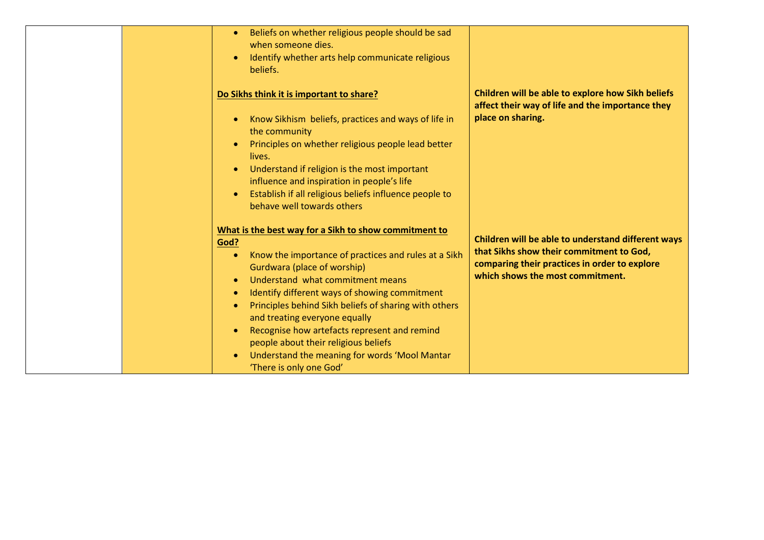|  |  | Content | Outcome |
| --- | --- | --- | --- |
|  |  | • Beliefs on whether religious people should be sad when someone dies.<br>• Identify whether arts help communicate religious beliefs.<br><br>**Do Sikhs think it is important to share?**<br><br>• Know Sikhism beliefs, practices and ways of life in the community<br>• Principles on whether religious people lead better lives.<br>• Understand if religion is the most important influence and inspiration in people's life<br>• Establish if all religious beliefs influence people to behave well towards others<br><br>**What is the best way for a Sikh to show commitment to God?**<br><br>• Know the importance of practices and rules at a Sikh Gurdwara (place of worship)<br>• Understand what commitment means<br>• Identify different ways of showing commitment<br>• Principles behind Sikh beliefs of sharing with others and treating everyone equally<br>• Recognise how artefacts represent and remind people about their religious beliefs<br>• Understand the meaning for words 'Mool Mantar 'There is only one God' | **Children will be able to explore how Sikh beliefs affect their way of life and the importance they place on sharing.**<br><br>**Children will be able to understand different ways that Sikhs show their commitment to God, comparing their practices in order to explore which shows the most commitment.** |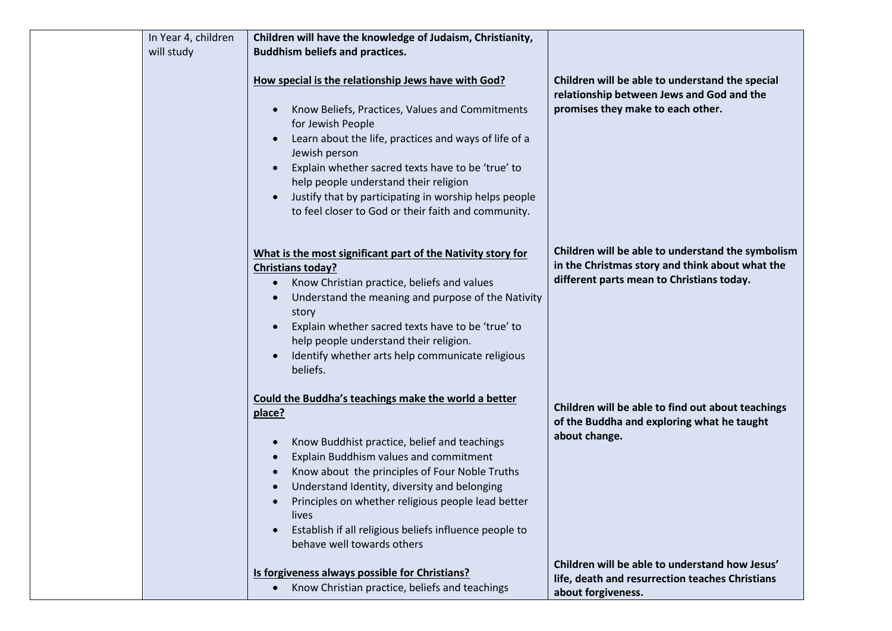| | | | |
|---|---|---|---|
| | In Year 4, children will study | **Children will have the knowledge of Judaism, Christianity, Buddhism beliefs and practices.**<br><br>**<u>How special is the relationship Jews have with God?</u>**<br><br>• Know Beliefs, Practices, Values and Commitments for Jewish People<br>• Learn about the life, practices and ways of life of a Jewish person<br>• Explain whether sacred texts have to be 'true' to help people understand their religion<br>• Justify that by participating in worship helps people to feel closer to God or their faith and community. | <br><br>**Children will be able to understand the special relationship between Jews and God and the promises they make to each other.** |
| | | **<u>What is the most significant part of the Nativity story for Christians today?</u>**<br>• Know Christian practice, beliefs and values<br>• Understand the meaning and purpose of the Nativity story<br>• Explain whether sacred texts have to be 'true' to help people understand their religion.<br>• Identify whether arts help communicate religious beliefs. | **Children will be able to understand the symbolism in the Christmas story and think about what the different parts mean to Christians today.** |
| | | **<u>Could the Buddha's teachings make the world a better place?</u>**<br><br>• Know Buddhist practice, belief and teachings<br>• Explain Buddhism values and commitment<br>• Know about the principles of Four Noble Truths<br>• Understand Identity, diversity and belonging<br>• Principles on whether religious people lead better lives<br>• Establish if all religious beliefs influence people to behave well towards others | **Children will be able to find out about teachings of the Buddha and exploring what he taught about change.** |
| | | **<u>Is forgiveness always possible for Christians?</u>**<br>• Know Christian practice, beliefs and teachings | **Children will be able to understand how Jesus' life, death and resurrection teaches Christians about forgiveness.** |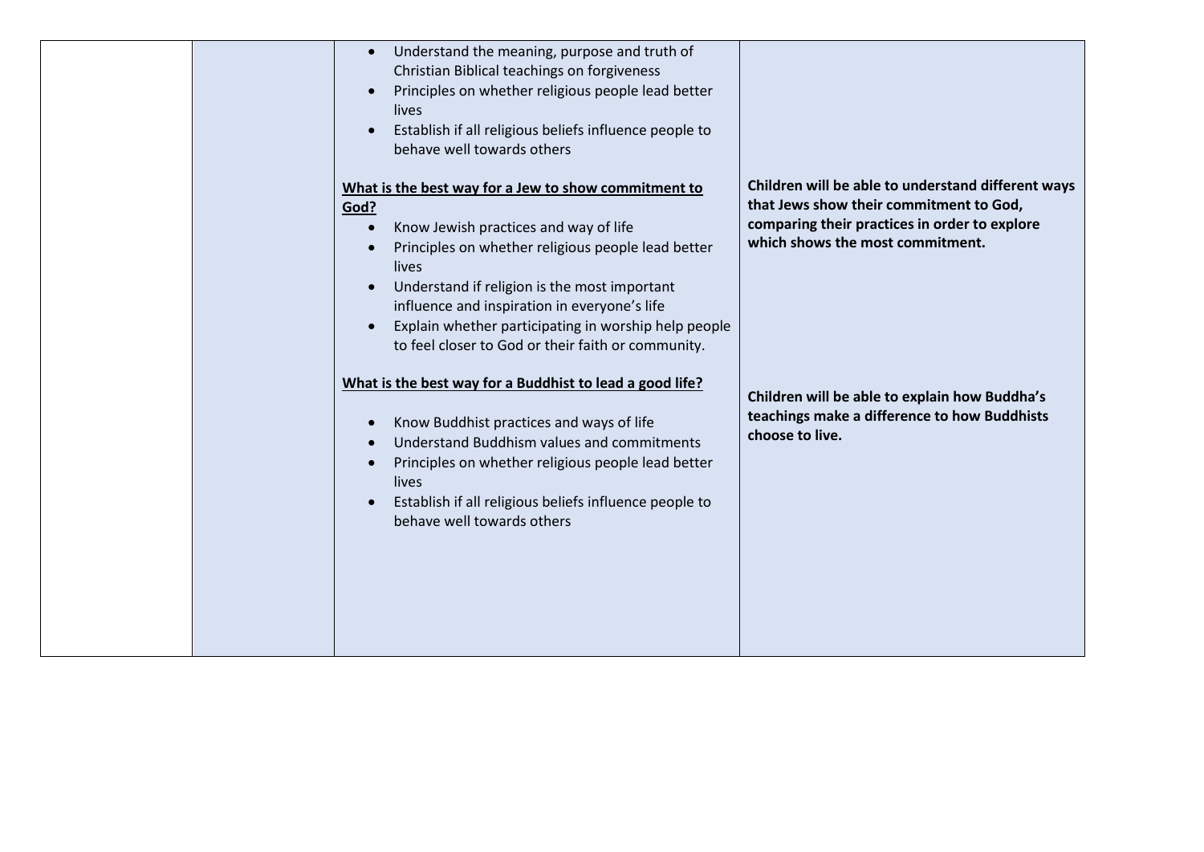| | | | |
|---|---|---|---|
| | | • Understand the meaning, purpose and truth of Christian Biblical teachings on forgiveness<br>• Principles on whether religious people lead better lives<br>• Establish if all religious beliefs influence people to behave well towards others<br><br>**What is the best way for a Jew to show commitment to God?**<br>• Know Jewish practices and way of life<br>• Principles on whether religious people lead better lives<br>• Understand if religion is the most important influence and inspiration in everyone's life<br>• Explain whether participating in worship help people to feel closer to God or their faith or community.<br><br>**What is the best way for a Buddhist to lead a good life?**<br>• Know Buddhist practices and ways of life<br>• Understand Buddhism values and commitments<br>• Principles on whether religious people lead better lives<br>• Establish if all religious beliefs influence people to behave well towards others | **Children will be able to understand different ways that Jews show their commitment to God, comparing their practices in order to explore which shows the most commitment.**<br><br>**Children will be able to explain how Buddha's teachings make a difference to how Buddhists choose to live.** |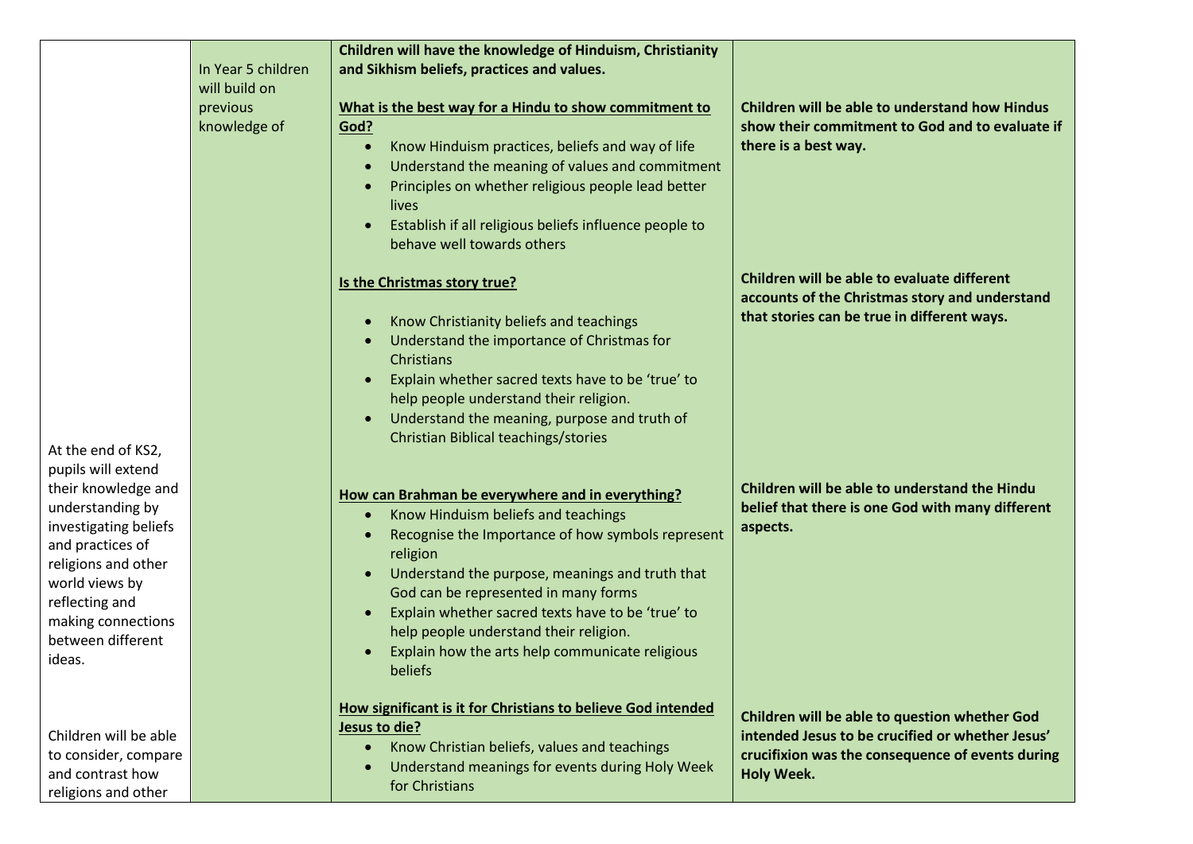| | | | |
|---|---|---|---|
| At the end of KS2, pupils will extend their knowledge and understanding by investigating beliefs and practices of religions and other world views by reflecting and making connections between different ideas.<br><br>Children will be able to consider, compare and contrast how religions and other | In Year 5 children will build on previous knowledge of | **Children will have the knowledge of Hinduism, Christianity and Sikhism beliefs, practices and values.**<br><br>**<u>What is the best way for a Hindu to show commitment to God?</u>**<br>• Know Hinduism practices, beliefs and way of life<br>• Understand the meaning of values and commitment<br>• Principles on whether religious people lead better lives<br>• Establish if all religious beliefs influence people to behave well towards others | **Children will be able to understand how Hindus show their commitment to God and to evaluate if there is a best way.** |
| | | **<u>Is the Christmas story true?</u>**<br>• Know Christianity beliefs and teachings<br>• Understand the importance of Christmas for Christians<br>• Explain whether sacred texts have to be 'true' to help people understand their religion.<br>• Understand the meaning, purpose and truth of Christian Biblical teachings/stories | **Children will be able to evaluate different accounts of the Christmas story and understand that stories can be true in different ways.** |
| | | **<u>How can Brahman be everywhere and in everything?</u>**<br>• Know Hinduism beliefs and teachings<br>• Recognise the Importance of how symbols represent religion<br>• Understand the purpose, meanings and truth that God can be represented in many forms<br>• Explain whether sacred texts have to be 'true' to help people understand their religion.<br>• Explain how the arts help communicate religious beliefs | **Children will be able to understand the Hindu belief that there is one God with many different aspects.** |
| | | **<u>How significant is it for Christians to believe God intended Jesus to die?</u>**<br>• Know Christian beliefs, values and teachings<br>• Understand meanings for events during Holy Week for Christians | **Children will be able to question whether God intended Jesus to be crucified or whether Jesus' crucifixion was the consequence of events during Holy Week.** |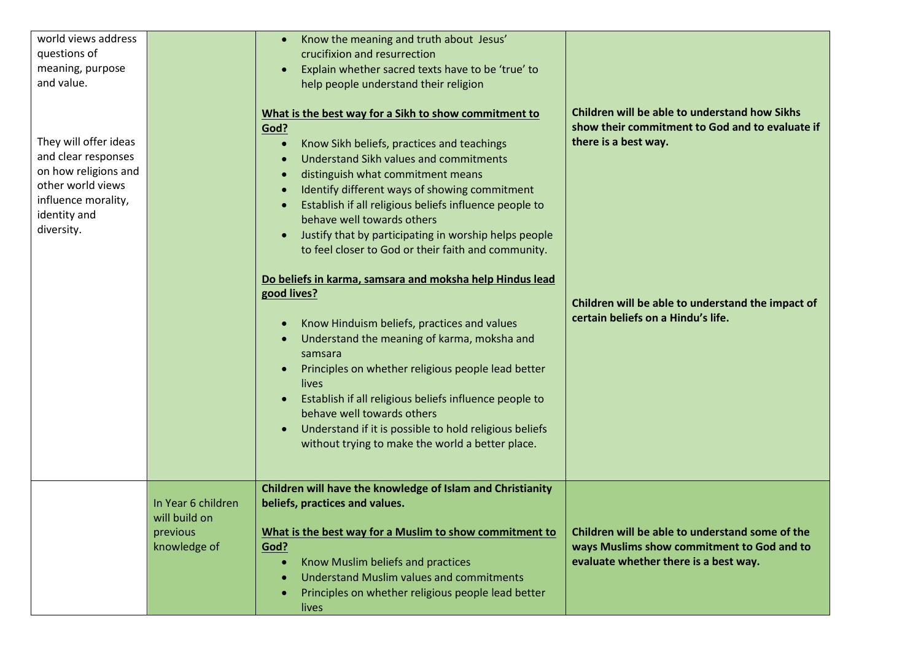| | | | |
|---|---|---|---|
| world views address questions of meaning, purpose and value.<br><br>They will offer ideas and clear responses on how religions and other world views influence morality, identity and diversity. | | • Know the meaning and truth about Jesus' crucifixion and resurrection<br>• Explain whether sacred texts have to be 'true' to help people understand their religion<br><br>**<u>What is the best way for a Sikh to show commitment to God?</u>**<br>• Know Sikh beliefs, practices and teachings<br>• Understand Sikh values and commitments<br>• distinguish what commitment means<br>• Identify different ways of showing commitment<br>• Establish if all religious beliefs influence people to behave well towards others<br>• Justify that by participating in worship helps people to feel closer to God or their faith and community.<br><br>**<u>Do beliefs in karma, samsara and moksha help Hindus lead good lives?</u>**<br>• Know Hinduism beliefs, practices and values<br>• Understand the meaning of karma, moksha and samsara<br>• Principles on whether religious people lead better lives<br>• Establish if all religious beliefs influence people to behave well towards others<br>• Understand if it is possible to hold religious beliefs without trying to make the world a better place. | **Children will be able to understand how Sikhs show their commitment to God and to evaluate if there is a best way.**<br><br>**Children will be able to understand the impact of certain beliefs on a Hindu's life.** |
| | In Year 6 children will build on previous knowledge of | **Children will have the knowledge of Islam and Christianity beliefs, practices and values.**<br><br>**<u>What is the best way for a Muslim to show commitment to God?</u>**<br>• Know Muslim beliefs and practices<br>• Understand Muslim values and commitments<br>• Principles on whether religious people lead better lives | **Children will be able to understand some of the ways Muslims show commitment to God and to evaluate whether there is a best way.** |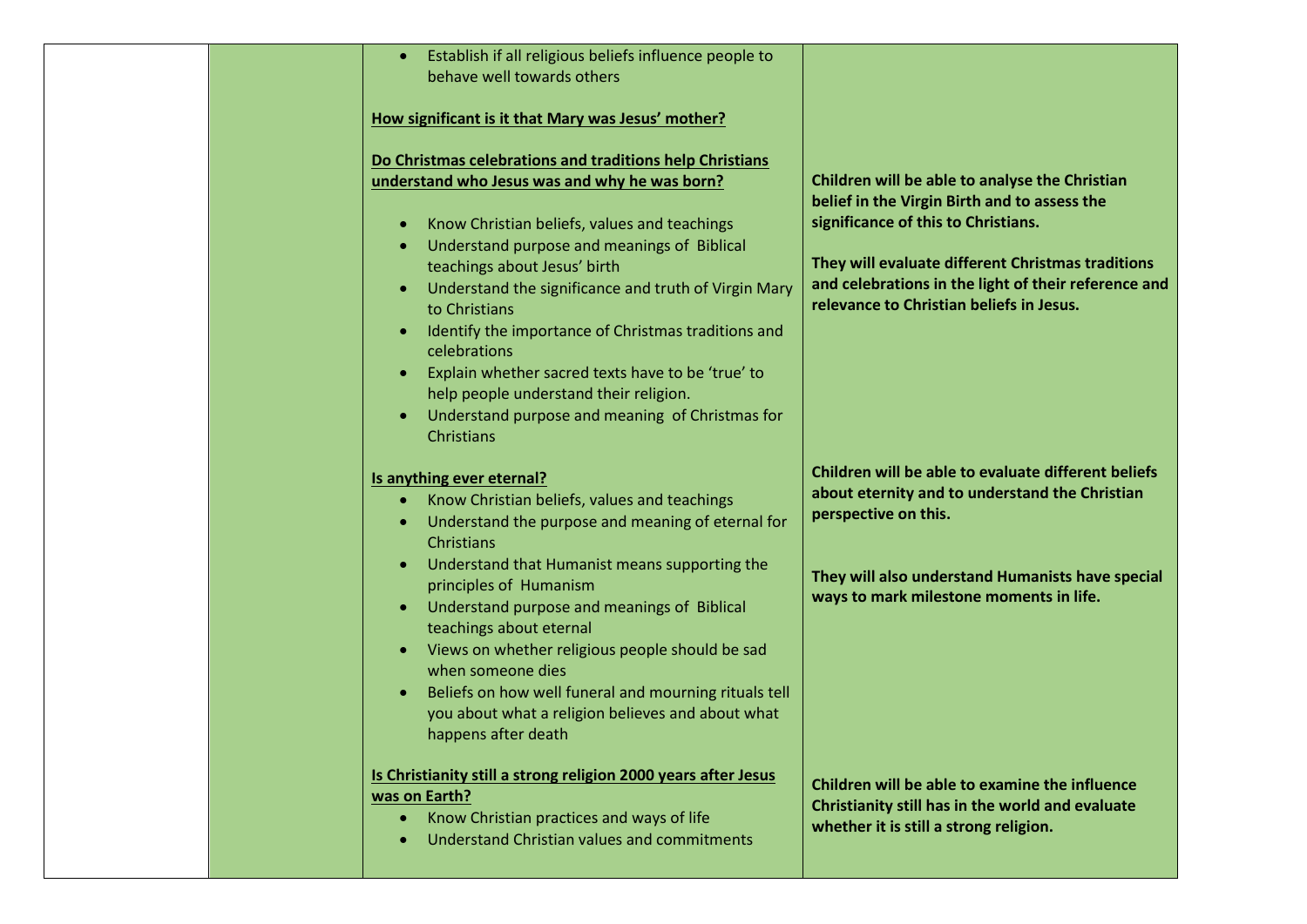| | | | |
|---|---|---|---|
| | | • Establish if all religious beliefs influence people to behave well towards others<br><br>**How significant is it that Mary was Jesus' mother?**<br><br>**Do Christmas celebrations and traditions help Christians understand who Jesus was and why he was born?**<br>• Know Christian beliefs, values and teachings<br>• Understand purpose and meanings of Biblical teachings about Jesus' birth<br>• Understand the significance and truth of Virgin Mary to Christians<br>• Identify the importance of Christmas traditions and celebrations<br>• Explain whether sacred texts have to be 'true' to help people understand their religion.<br>• Understand purpose and meaning of Christmas for Christians | **Children will be able to analyse the Christian belief in the Virgin Birth and to assess the significance of this to Christians.**<br><br>**They will evaluate different Christmas traditions and celebrations in the light of their reference and relevance to Christian beliefs in Jesus.** |
| | | **Is anything ever eternal?**<br>• Know Christian beliefs, values and teachings<br>• Understand the purpose and meaning of eternal for Christians<br>• Understand that Humanist means supporting the principles of Humanism<br>• Understand purpose and meanings of Biblical teachings about eternal<br>• Views on whether religious people should be sad when someone dies<br>• Beliefs on how well funeral and mourning rituals tell you about what a religion believes and about what happens after death | **Children will be able to evaluate different beliefs about eternity and to understand the Christian perspective on this.**<br><br>**They will also understand Humanists have special ways to mark milestone moments in life.** |
| | | **Is Christianity still a strong religion 2000 years after Jesus was on Earth?**<br>• Know Christian practices and ways of life<br>• Understand Christian values and commitments | **Children will be able to examine the influence Christianity still has in the world and evaluate whether it is still a strong religion.** |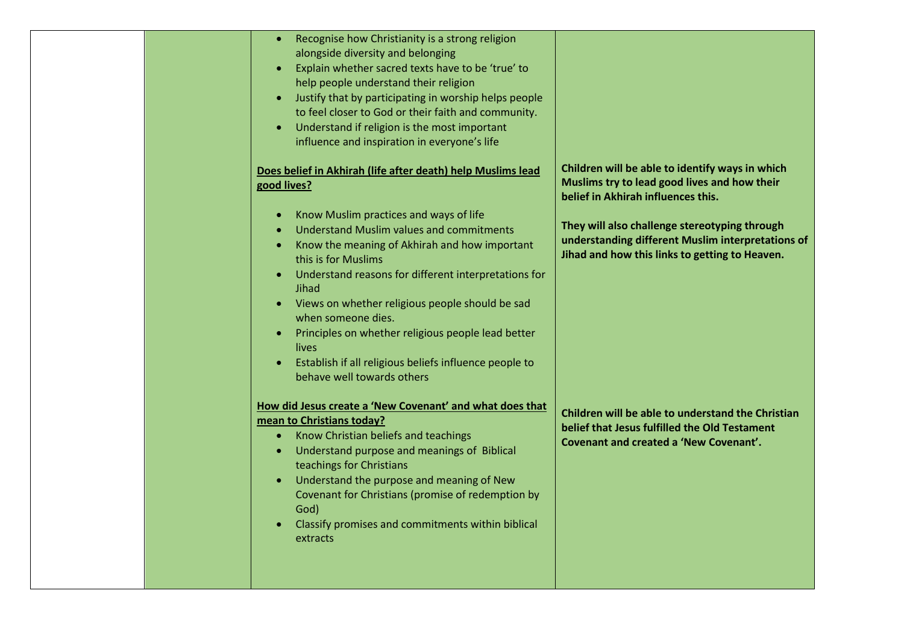| | | | |
|---|---|---|---|
| | | <ul><li>Recognise how Christianity is a strong religion alongside diversity and belonging</li><li>Explain whether sacred texts have to be 'true' to help people understand their religion</li><li>Justify that by participating in worship helps people to feel closer to God or their faith and community.</li><li>Understand if religion is the most important influence and inspiration in everyone's life</li></ul> | |
| | | **<u>Does belief in Akhirah (life after death) help Muslims lead good lives?</u>**<ul><li>Know Muslim practices and ways of life</li><li>Understand Muslim values and commitments</li><li>Know the meaning of Akhirah and how important this is for Muslims</li><li>Understand reasons for different interpretations for Jihad</li><li>Views on whether religious people should be sad when someone dies.</li><li>Principles on whether religious people lead better lives</li><li>Establish if all religious beliefs influence people to behave well towards others</li></ul> | **Children will be able to identify ways in which Muslims try to lead good lives and how their belief in Akhirah influences this.**<br><br>**They will also challenge stereotyping through understanding different Muslim interpretations of Jihad and how this links to getting to Heaven.** |
| | | **<u>How did Jesus create a 'New Covenant' and what does that mean to Christians today?</u>**<ul><li>Know Christian beliefs and teachings</li><li>Understand purpose and meanings of Biblical teachings for Christians</li><li>Understand the purpose and meaning of New Covenant for Christians (promise of redemption by God)</li><li>Classify promises and commitments within biblical extracts</li></ul> | **Children will be able to understand the Christian belief that Jesus fulfilled the Old Testament Covenant and created a 'New Covenant'.** |